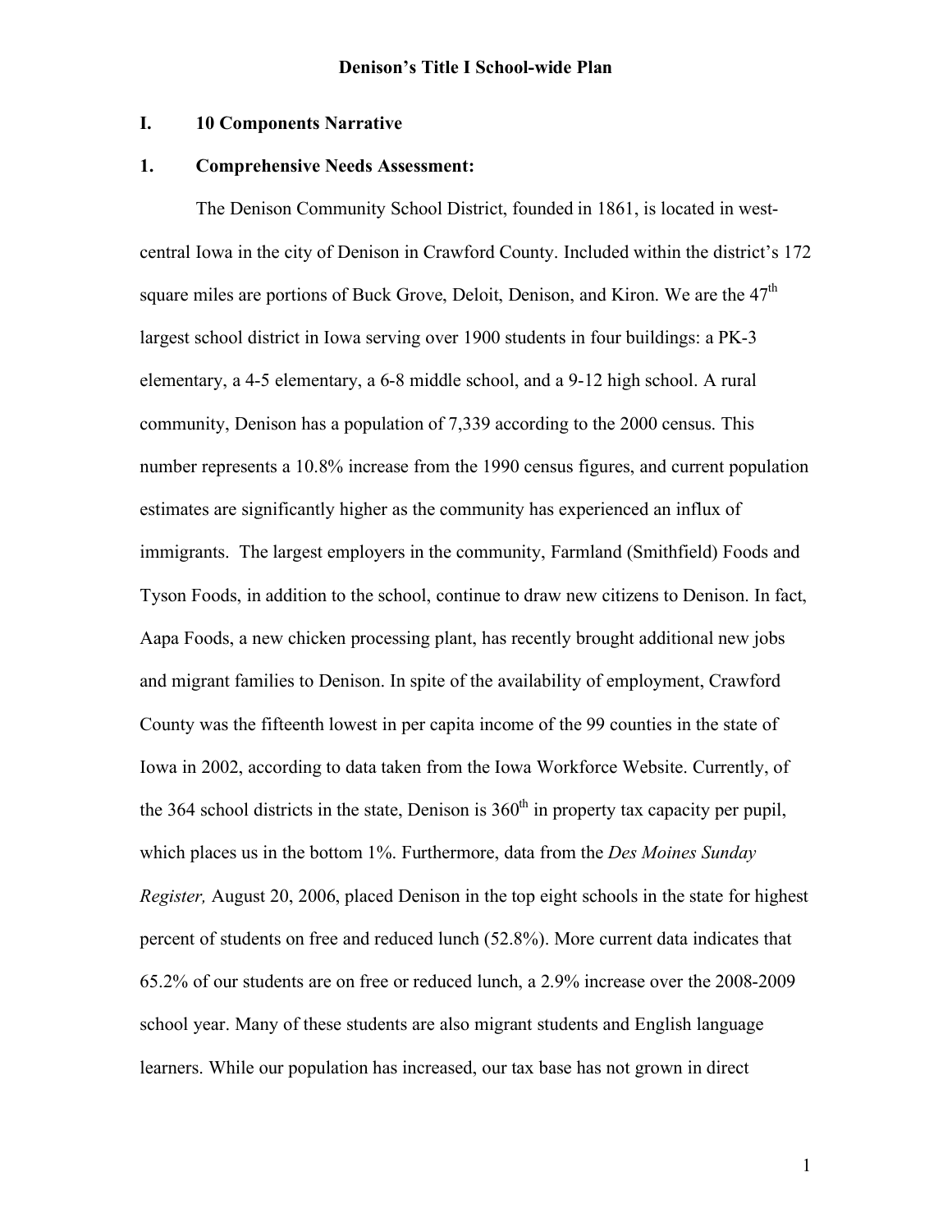# Denison's Title I School-wide Plan

## I. 10 Components Narrative

### 1. Comprehensive Needs Assessment:

The Denison Community School District, founded in 1861, is located in west-central Iowa in the city of Denison in Crawford County. Included within the district's 172 square miles are portions of Buck Grove, Deloit, Denison, and Kiron. We are the 47th largest school district in Iowa serving over 1900 students in four buildings: a PK-3 elementary, a 4-5 elementary, a 6-8 middle school, and a 9-12 high school. A rural community, Denison has a population of 7,339 according to the 2000 census. This number represents a 10.8% increase from the 1990 census figures, and current population estimates are significantly higher as the community has experienced an influx of immigrants. The largest employers in the community, Farmland (Smithfield) Foods and Tyson Foods, in addition to the school, continue to draw new citizens to Denison. In fact, Aapa Foods, a new chicken processing plant, has recently brought additional new jobs and migrant families to Denison. In spite of the availability of employment, Crawford County was the fifteenth lowest in per capita income of the 99 counties in the state of Iowa in 2002, according to data taken from the Iowa Workforce Website. Currently, of the 364 school districts in the state, Denison is 360th in property tax capacity per pupil, which places us in the bottom 1%. Furthermore, data from the *Des Moines Sunday Register,* August 20, 2006, placed Denison in the top eight schools in the state for highest percent of students on free and reduced lunch (52.8%). More current data indicates that 65.2% of our students are on free or reduced lunch, a 2.9% increase over the 2008-2009 school year. Many of these students are also migrant students and English language learners. While our population has increased, our tax base has not grown in direct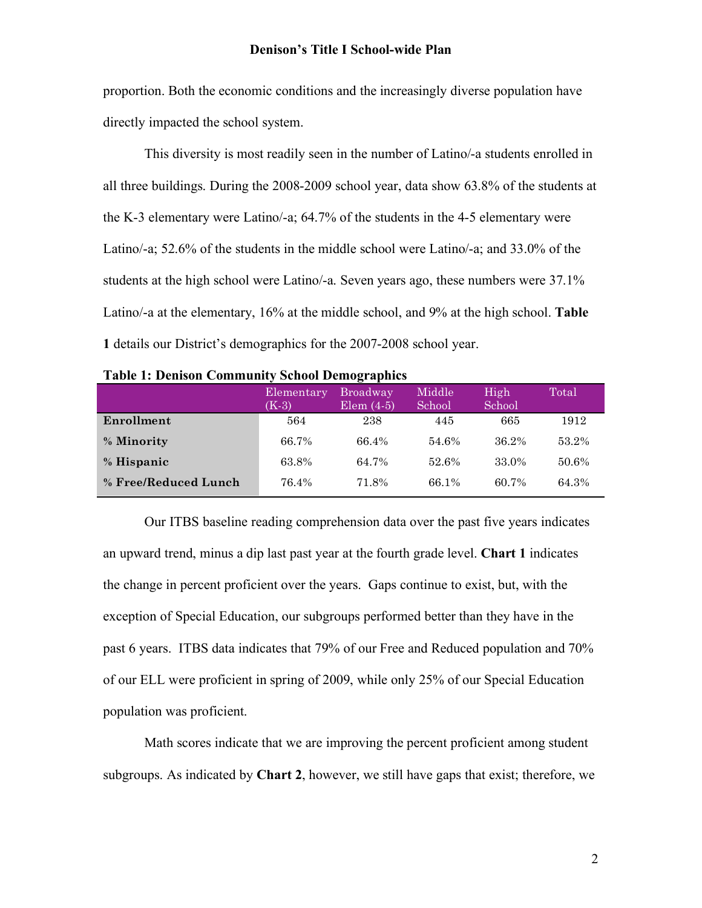proportion. Both the economic conditions and the increasingly diverse population have directly impacted the school system.

This diversity is most readily seen in the number of Latino/-a students enrolled in all three buildings. During the 2008-2009 school year, data show 63.8% of the students at the K-3 elementary were Latino/-a; 64.7% of the students in the 4-5 elementary were Latino/-a; 52.6% of the students in the middle school were Latino/-a; and 33.0% of the students at the high school were Latino/-a. Seven years ago, these numbers were 37.1% Latino/-a at the elementary, 16% at the middle school, and 9% at the high school. **Table 1** details our District's demographics for the 2007-2008 school year.

**Table 1: Denison Community School Demographics**

| | Elementary (K-3) | Broadway Elem (4-5) | Middle School | High School | Total |
|---|---|---|---|---|---|
| **Enrollment** | 564 | 238 | 445 | 665 | 1912 |
| **% Minority** | 66.7% | 66.4% | 54.6% | 36.2% | 53.2% |
| **% Hispanic** | 63.8% | 64.7% | 52.6% | 33.0% | 50.6% |
| **% Free/Reduced Lunch** | 76.4% | 71.8% | 66.1% | 60.7% | 64.3% |

Our ITBS baseline reading comprehension data over the past five years indicates an upward trend, minus a dip last past year at the fourth grade level. **Chart 1** indicates the change in percent proficient over the years. Gaps continue to exist, but, with the exception of Special Education, our subgroups performed better than they have in the past 6 years. ITBS data indicates that 79% of our Free and Reduced population and 70% of our ELL were proficient in spring of 2009, while only 25% of our Special Education population was proficient.

Math scores indicate that we are improving the percent proficient among student subgroups. As indicated by **Chart 2**, however, we still have gaps that exist; therefore, we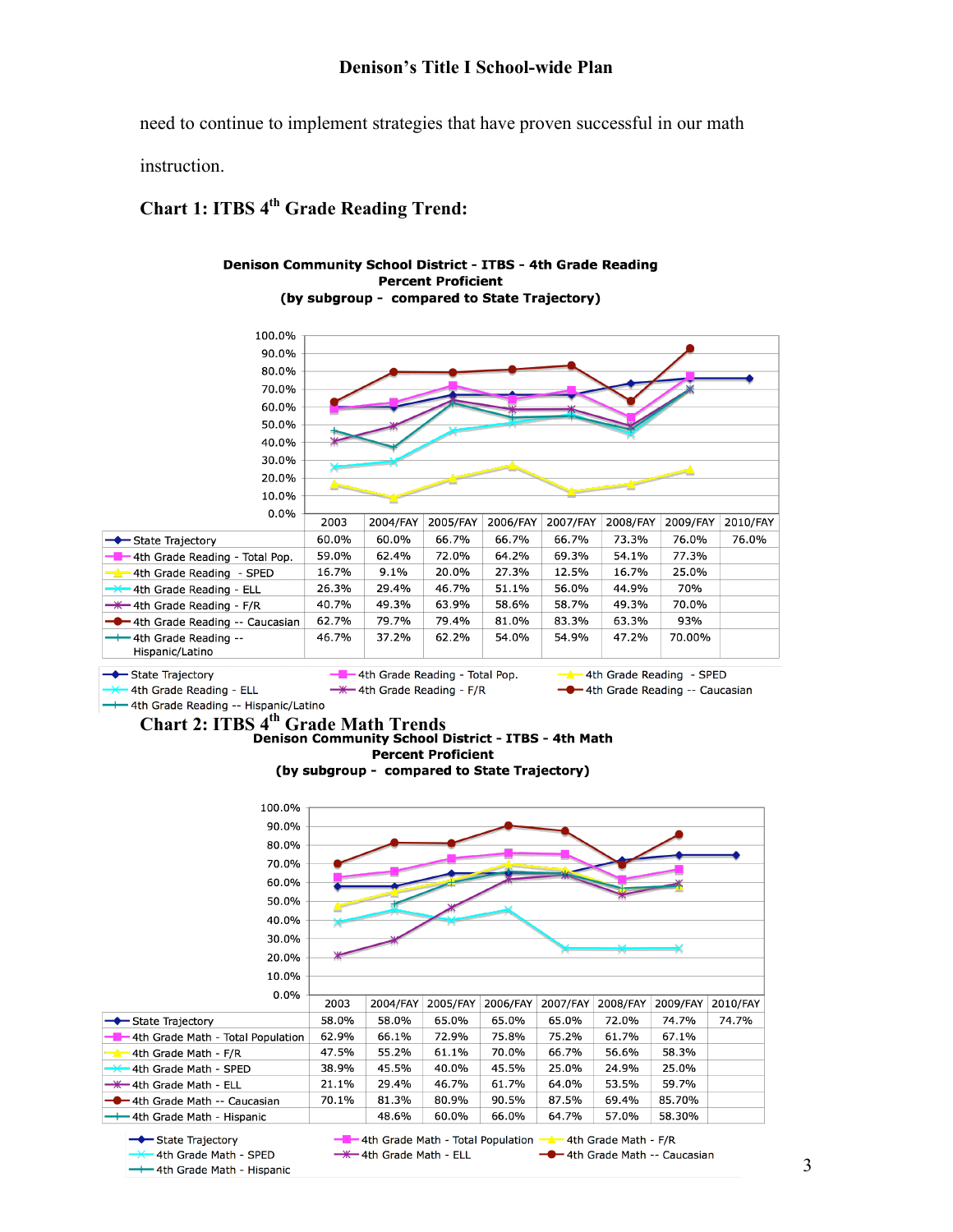need to continue to implement strategies that have proven successful in our math instruction.

### Chart 1: ITBS 4th Grade Reading Trend:

**Denison Community School District - ITBS - 4th Grade Reading Percent Proficient (by subgroup - compared to State Trajectory)**

| | 2003 | 2004/FAY | 2005/FAY | 2006/FAY | 2007/FAY | 2008/FAY | 2009/FAY | 2010/FAY |
|---|---|---|---|---|---|---|---|---|
| State Trajectory | 60.0% | 60.0% | 66.7% | 66.7% | 66.7% | 73.3% | 76.0% | 76.0% |
| 4th Grade Reading - Total Pop. | 59.0% | 62.4% | 72.0% | 64.2% | 69.3% | 54.1% | 77.3% | |
| 4th Grade Reading - SPED | 16.7% | 9.1% | 20.0% | 27.3% | 12.5% | 16.7% | 25.0% | |
| 4th Grade Reading - ELL | 26.3% | 29.4% | 46.7% | 51.1% | 56.0% | 44.9% | 70% | |
| 4th Grade Reading - F/R | 40.7% | 49.3% | 63.9% | 58.6% | 58.7% | 49.3% | 70.0% | |
| 4th Grade Reading -- Caucasian | 62.7% | 79.7% | 79.4% | 81.0% | 83.3% | 63.3% | 93% | |
| 4th Grade Reading -- Hispanic/Latino | 46.7% | 37.2% | 62.2% | 54.0% | 54.9% | 47.2% | 70.00% | |

### Chart 2: ITBS 4th Grade Math Trends

**Denison Community School District - ITBS - 4th Math Percent Proficient (by subgroup - compared to State Trajectory)**

| | 2003 | 2004/FAY | 2005/FAY | 2006/FAY | 2007/FAY | 2008/FAY | 2009/FAY | 2010/FAY |
|---|---|---|---|---|---|---|---|---|
| State Trajectory | 58.0% | 58.0% | 65.0% | 65.0% | 65.0% | 72.0% | 74.7% | 74.7% |
| 4th Grade Math - Total Population | 62.9% | 66.1% | 72.9% | 75.8% | 75.2% | 61.7% | 67.1% | |
| 4th Grade Math - F/R | 47.5% | 55.2% | 61.1% | 70.0% | 66.7% | 56.6% | 58.3% | |
| 4th Grade Math - SPED | 38.9% | 45.5% | 40.0% | 45.5% | 25.0% | 24.9% | 25.0% | |
| 4th Grade Math - ELL | 21.1% | 29.4% | 46.7% | 61.7% | 64.0% | 53.5% | 59.7% | |
| 4th Grade Math -- Caucasian | 70.1% | 81.3% | 80.9% | 90.5% | 87.5% | 69.4% | 85.70% | |
| 4th Grade Math - Hispanic | | 48.6% | 60.0% | 66.0% | 64.7% | 57.0% | 58.30% | |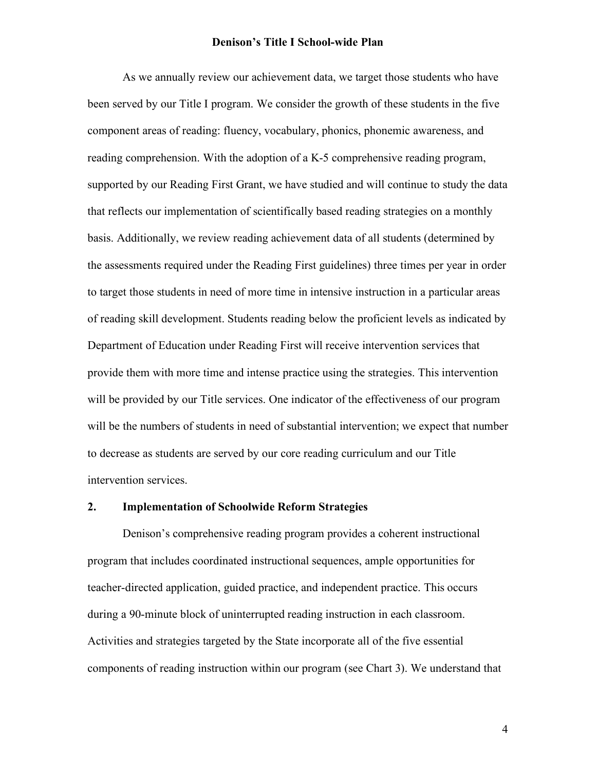As we annually review our achievement data, we target those students who have been served by our Title I program. We consider the growth of these students in the five component areas of reading: fluency, vocabulary, phonics, phonemic awareness, and reading comprehension. With the adoption of a K-5 comprehensive reading program, supported by our Reading First Grant, we have studied and will continue to study the data that reflects our implementation of scientifically based reading strategies on a monthly basis. Additionally, we review reading achievement data of all students (determined by the assessments required under the Reading First guidelines) three times per year in order to target those students in need of more time in intensive instruction in a particular areas of reading skill development. Students reading below the proficient levels as indicated by Department of Education under Reading First will receive intervention services that provide them with more time and intense practice using the strategies. This intervention will be provided by our Title services. One indicator of the effectiveness of our program will be the numbers of students in need of substantial intervention; we expect that number to decrease as students are served by our core reading curriculum and our Title intervention services.

## 2. Implementation of Schoolwide Reform Strategies

Denison's comprehensive reading program provides a coherent instructional program that includes coordinated instructional sequences, ample opportunities for teacher-directed application, guided practice, and independent practice. This occurs during a 90-minute block of uninterrupted reading instruction in each classroom. Activities and strategies targeted by the State incorporate all of the five essential components of reading instruction within our program (see Chart 3). We understand that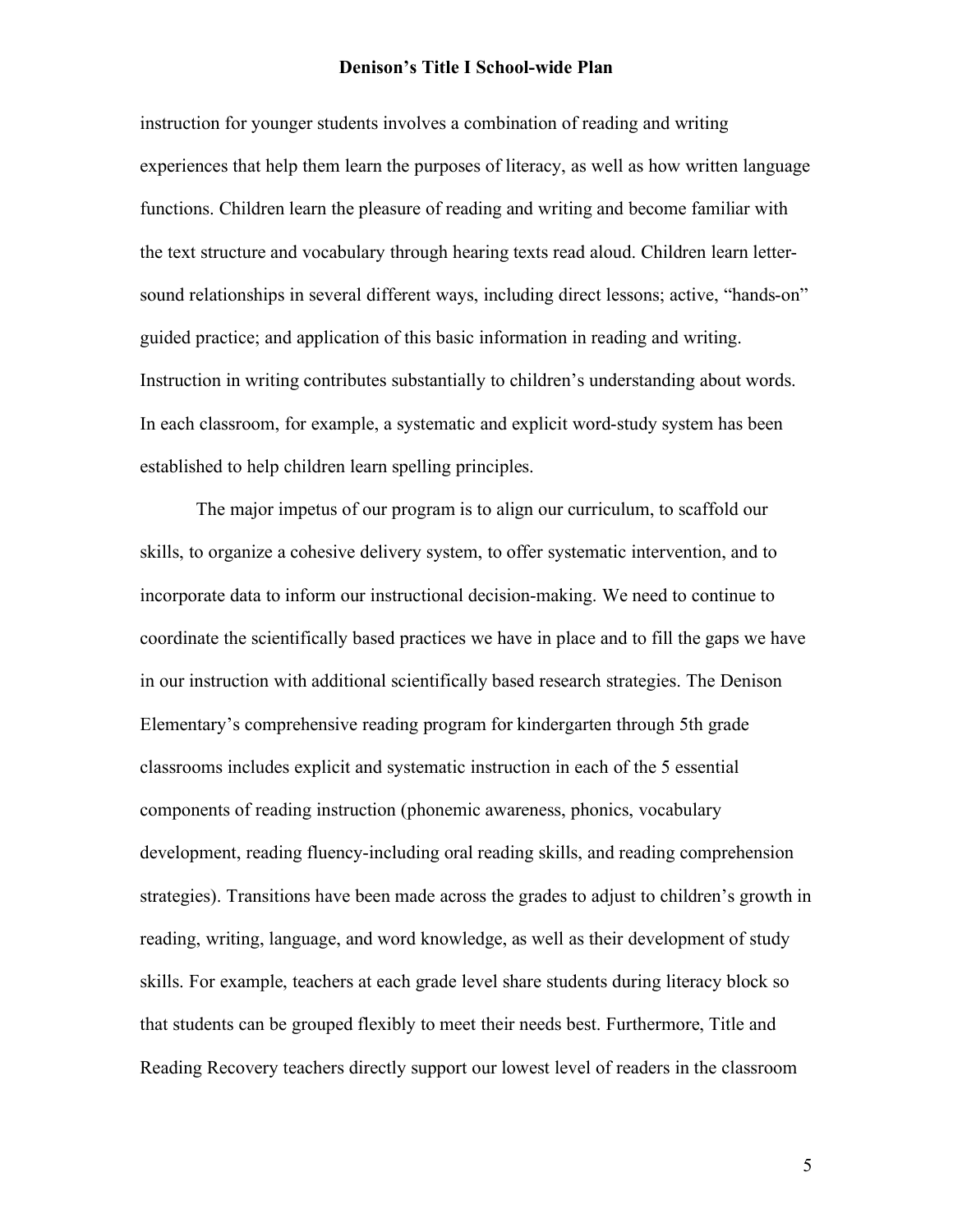instruction for younger students involves a combination of reading and writing experiences that help them learn the purposes of literacy, as well as how written language functions. Children learn the pleasure of reading and writing and become familiar with the text structure and vocabulary through hearing texts read aloud. Children learn letter-sound relationships in several different ways, including direct lessons; active, "hands-on" guided practice; and application of this basic information in reading and writing. Instruction in writing contributes substantially to children's understanding about words. In each classroom, for example, a systematic and explicit word-study system has been established to help children learn spelling principles.

The major impetus of our program is to align our curriculum, to scaffold our skills, to organize a cohesive delivery system, to offer systematic intervention, and to incorporate data to inform our instructional decision-making. We need to continue to coordinate the scientifically based practices we have in place and to fill the gaps we have in our instruction with additional scientifically based research strategies. The Denison Elementary's comprehensive reading program for kindergarten through 5th grade classrooms includes explicit and systematic instruction in each of the 5 essential components of reading instruction (phonemic awareness, phonics, vocabulary development, reading fluency-including oral reading skills, and reading comprehension strategies). Transitions have been made across the grades to adjust to children's growth in reading, writing, language, and word knowledge, as well as their development of study skills. For example, teachers at each grade level share students during literacy block so that students can be grouped flexibly to meet their needs best. Furthermore, Title and Reading Recovery teachers directly support our lowest level of readers in the classroom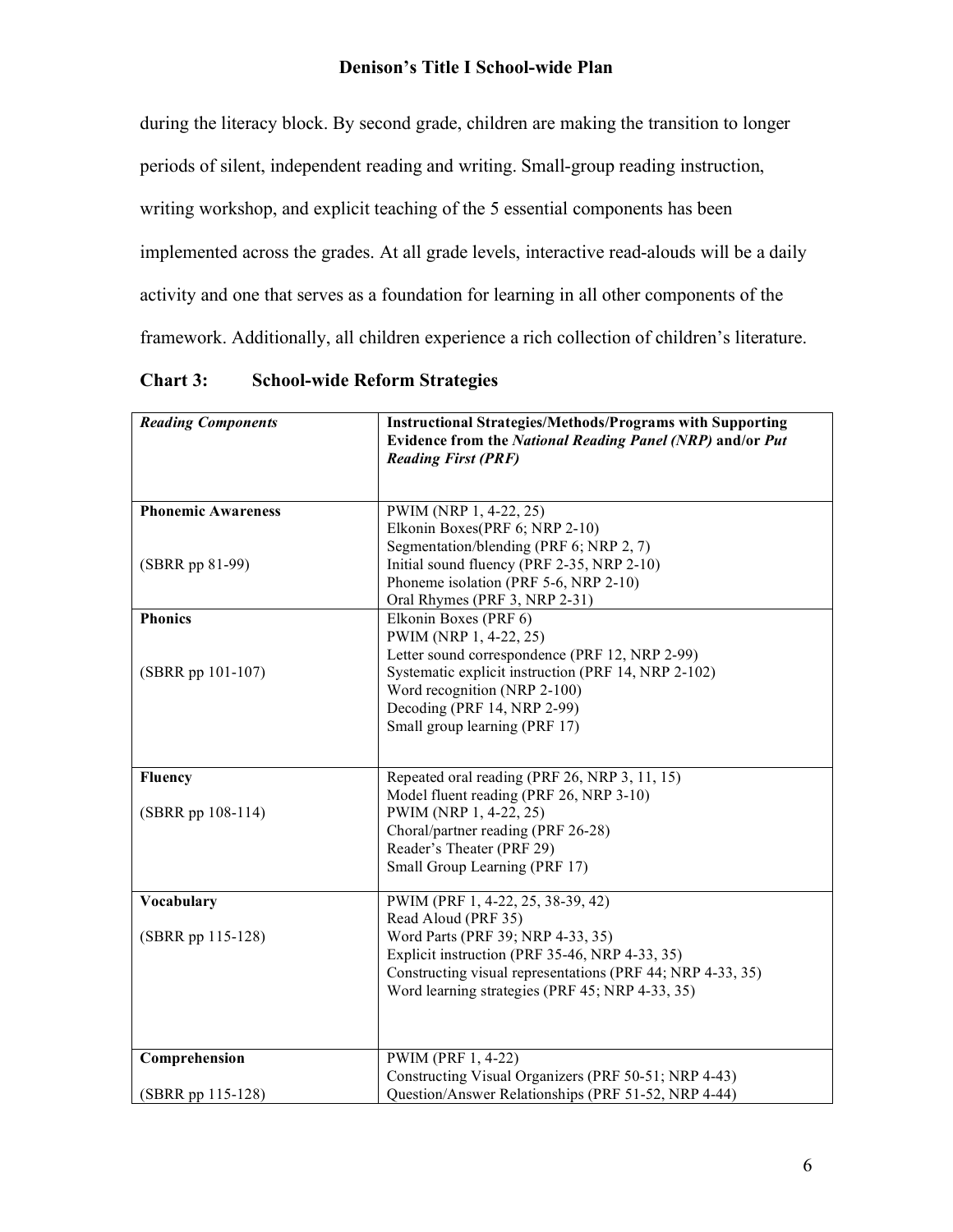during the literacy block. By second grade, children are making the transition to longer periods of silent, independent reading and writing. Small-group reading instruction, writing workshop, and explicit teaching of the 5 essential components has been implemented across the grades. At all grade levels, interactive read-alouds will be a daily activity and one that serves as a foundation for learning in all other components of the framework. Additionally, all children experience a rich collection of children's literature.

**Chart 3: School-wide Reform Strategies**

| *Reading Components* | **Instructional Strategies/Methods/Programs with Supporting Evidence from the *National Reading Panel (NRP)* and/or *Put Reading First (PRF)*** |
|---|---|
| **Phonemic Awareness**<br><br>(SBRR pp 81-99) | PWIM (NRP 1, 4-22, 25)<br>Elkonin Boxes(PRF 6; NRP 2-10)<br>Segmentation/blending (PRF 6; NRP 2, 7)<br>Initial sound fluency (PRF 2-35, NRP 2-10)<br>Phoneme isolation (PRF 5-6, NRP 2-10)<br>Oral Rhymes (PRF 3, NRP 2-31) |
| **Phonics**<br><br>(SBRR pp 101-107) | Elkonin Boxes (PRF 6)<br>PWIM (NRP 1, 4-22, 25)<br>Letter sound correspondence (PRF 12, NRP 2-99)<br>Systematic explicit instruction (PRF 14, NRP 2-102)<br>Word recognition (NRP 2-100)<br>Decoding (PRF 14, NRP 2-99)<br>Small group learning (PRF 17) |
| **Fluency**<br><br>(SBRR pp 108-114) | Repeated oral reading (PRF 26, NRP 3, 11, 15)<br>Model fluent reading (PRF 26, NRP 3-10)<br>PWIM (NRP 1, 4-22, 25)<br>Choral/partner reading (PRF 26-28)<br>Reader's Theater (PRF 29)<br>Small Group Learning (PRF 17) |
| **Vocabulary**<br><br>(SBRR pp 115-128) | PWIM (PRF 1, 4-22, 25, 38-39, 42)<br>Read Aloud (PRF 35)<br>Word Parts (PRF 39; NRP 4-33, 35)<br>Explicit instruction (PRF 35-46, NRP 4-33, 35)<br>Constructing visual representations (PRF 44; NRP 4-33, 35)<br>Word learning strategies (PRF 45; NRP 4-33, 35) |
| **Comprehension**<br><br>(SBRR pp 115-128) | PWIM (PRF 1, 4-22)<br>Constructing Visual Organizers (PRF 50-51; NRP 4-43)<br>Question/Answer Relationships (PRF 51-52, NRP 4-44) |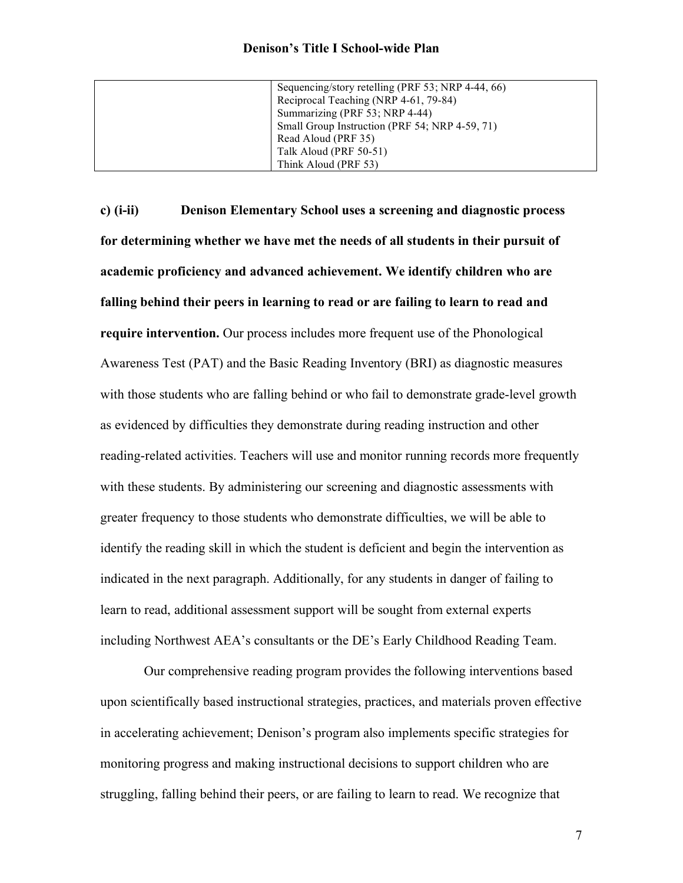| | |
|---|---|
| | Sequencing/story retelling (PRF 53; NRP 4-44, 66)<br>Reciprocal Teaching (NRP 4-61, 79-84)<br>Summarizing (PRF 53; NRP 4-44)<br>Small Group Instruction (PRF 54; NRP 4-59, 71)<br>Read Aloud (PRF 35)<br>Talk Aloud (PRF 50-51)<br>Think Aloud (PRF 53) |

**c) (i-ii) Denison Elementary School uses a screening and diagnostic process for determining whether we have met the needs of all students in their pursuit of academic proficiency and advanced achievement. We identify children who are falling behind their peers in learning to read or are failing to learn to read and require intervention.** Our process includes more frequent use of the Phonological Awareness Test (PAT) and the Basic Reading Inventory (BRI) as diagnostic measures with those students who are falling behind or who fail to demonstrate grade-level growth as evidenced by difficulties they demonstrate during reading instruction and other reading-related activities. Teachers will use and monitor running records more frequently with these students. By administering our screening and diagnostic assessments with greater frequency to those students who demonstrate difficulties, we will be able to identify the reading skill in which the student is deficient and begin the intervention as indicated in the next paragraph. Additionally, for any students in danger of failing to learn to read, additional assessment support will be sought from external experts including Northwest AEA's consultants or the DE's Early Childhood Reading Team.

Our comprehensive reading program provides the following interventions based upon scientifically based instructional strategies, practices, and materials proven effective in accelerating achievement; Denison's program also implements specific strategies for monitoring progress and making instructional decisions to support children who are struggling, falling behind their peers, or are failing to learn to read. We recognize that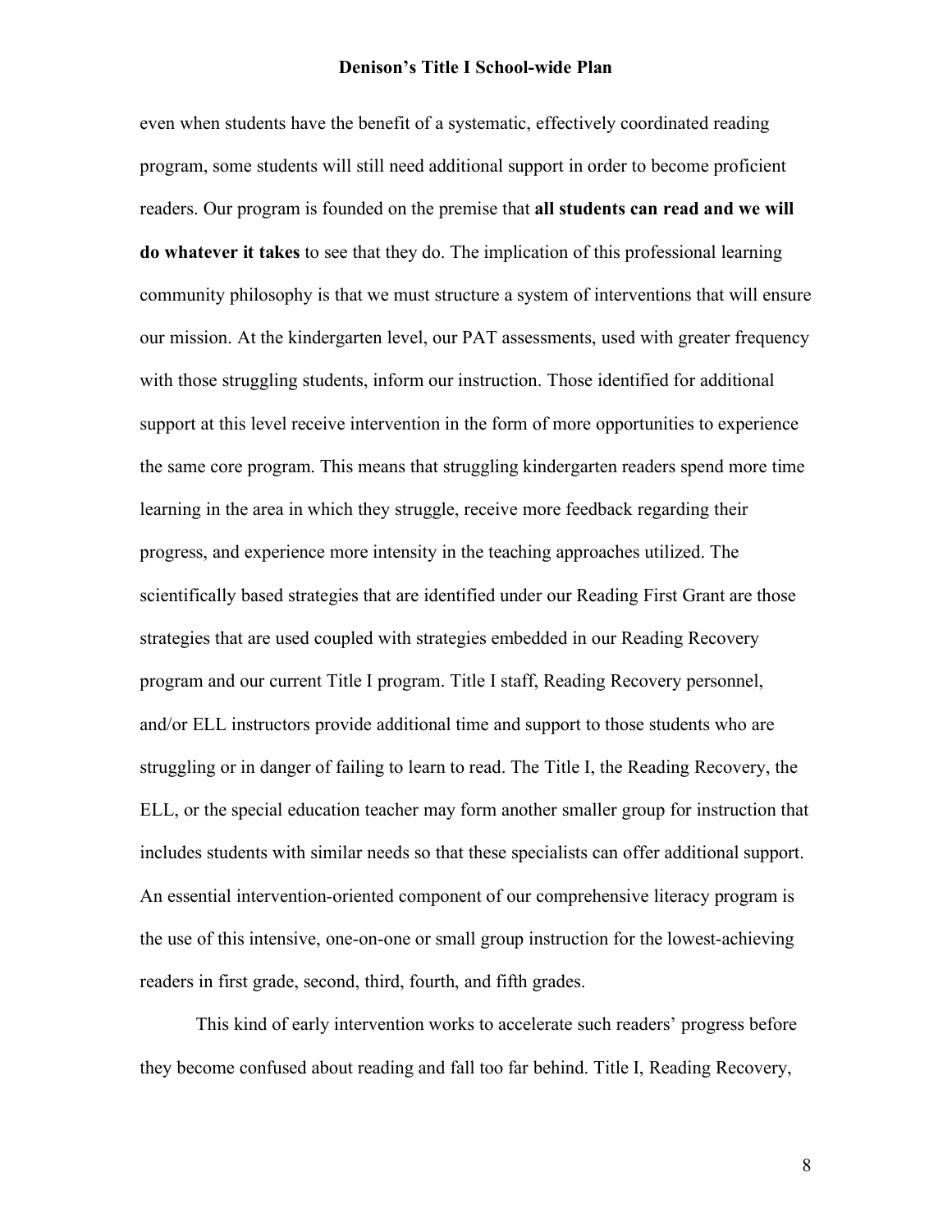even when students have the benefit of a systematic, effectively coordinated reading program, some students will still need additional support in order to become proficient readers. Our program is founded on the premise that **all students can read and we will do whatever it takes** to see that they do. The implication of this professional learning community philosophy is that we must structure a system of interventions that will ensure our mission. At the kindergarten level, our PAT assessments, used with greater frequency with those struggling students, inform our instruction. Those identified for additional support at this level receive intervention in the form of more opportunities to experience the same core program. This means that struggling kindergarten readers spend more time learning in the area in which they struggle, receive more feedback regarding their progress, and experience more intensity in the teaching approaches utilized. The scientifically based strategies that are identified under our Reading First Grant are those strategies that are used coupled with strategies embedded in our Reading Recovery program and our current Title I program. Title I staff, Reading Recovery personnel, and/or ELL instructors provide additional time and support to those students who are struggling or in danger of failing to learn to read. The Title I, the Reading Recovery, the ELL, or the special education teacher may form another smaller group for instruction that includes students with similar needs so that these specialists can offer additional support. An essential intervention-oriented component of our comprehensive literacy program is the use of this intensive, one-on-one or small group instruction for the lowest-achieving readers in first grade, second, third, fourth, and fifth grades.

This kind of early intervention works to accelerate such readers' progress before they become confused about reading and fall too far behind. Title I, Reading Recovery,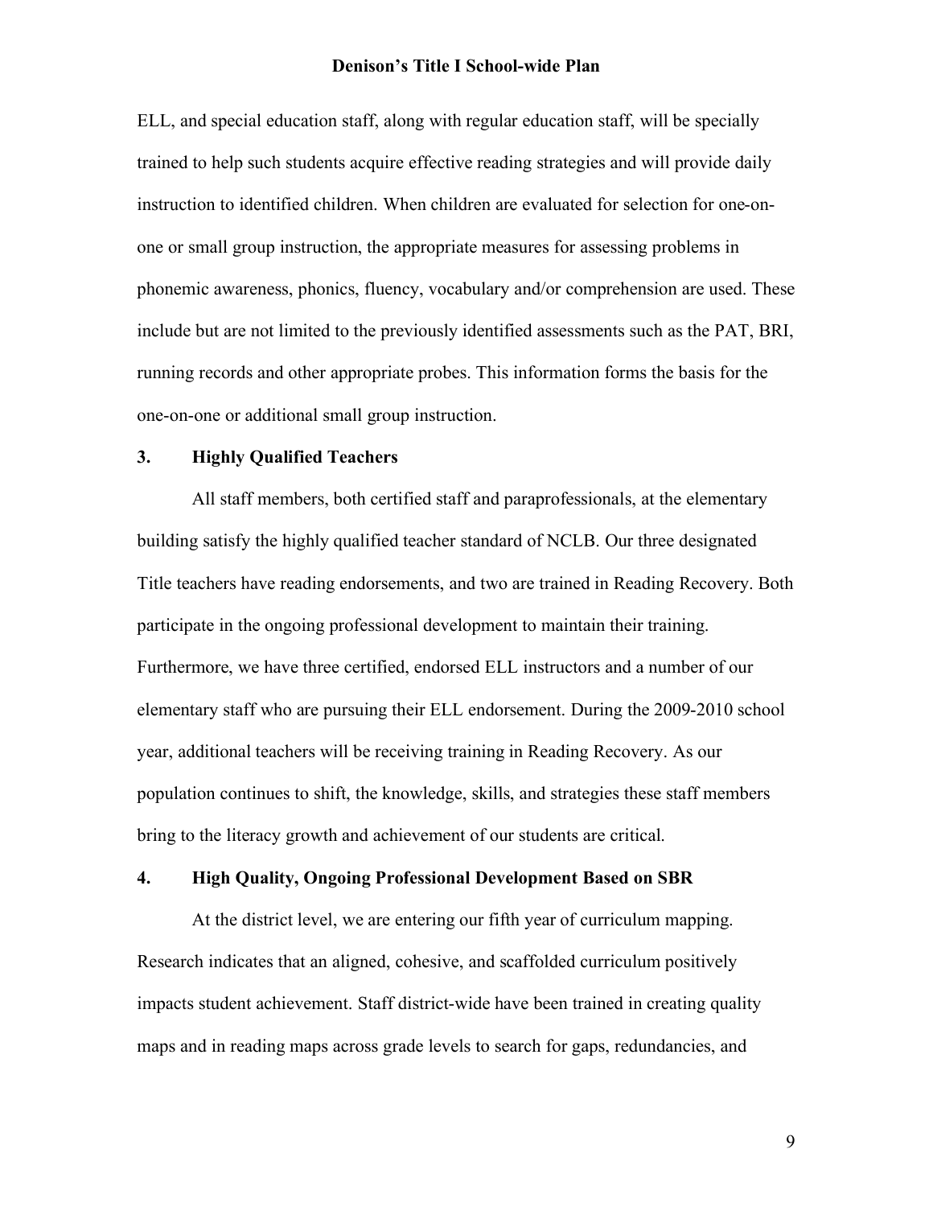ELL, and special education staff, along with regular education staff, will be specially trained to help such students acquire effective reading strategies and will provide daily instruction to identified children. When children are evaluated for selection for one-on-one or small group instruction, the appropriate measures for assessing problems in phonemic awareness, phonics, fluency, vocabulary and/or comprehension are used. These include but are not limited to the previously identified assessments such as the PAT, BRI, running records and other appropriate probes. This information forms the basis for the one-on-one or additional small group instruction.

### 3. Highly Qualified Teachers

All staff members, both certified staff and paraprofessionals, at the elementary building satisfy the highly qualified teacher standard of NCLB. Our three designated Title teachers have reading endorsements, and two are trained in Reading Recovery. Both participate in the ongoing professional development to maintain their training. Furthermore, we have three certified, endorsed ELL instructors and a number of our elementary staff who are pursuing their ELL endorsement. During the 2009-2010 school year, additional teachers will be receiving training in Reading Recovery. As our population continues to shift, the knowledge, skills, and strategies these staff members bring to the literacy growth and achievement of our students are critical.

### 4. High Quality, Ongoing Professional Development Based on SBR

At the district level, we are entering our fifth year of curriculum mapping. Research indicates that an aligned, cohesive, and scaffolded curriculum positively impacts student achievement. Staff district-wide have been trained in creating quality maps and in reading maps across grade levels to search for gaps, redundancies, and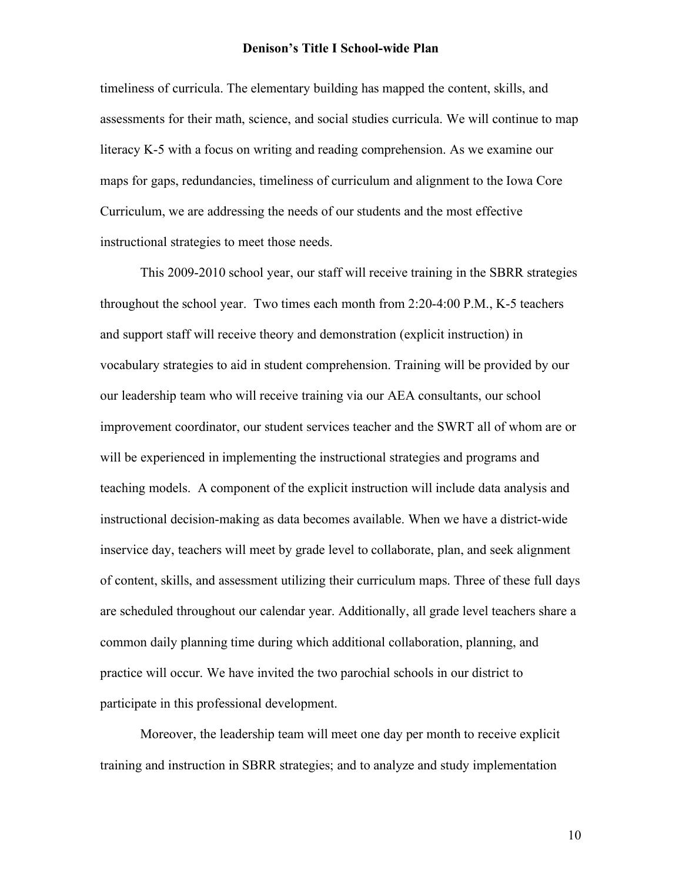timeliness of curricula. The elementary building has mapped the content, skills, and assessments for their math, science, and social studies curricula. We will continue to map literacy K-5 with a focus on writing and reading comprehension. As we examine our maps for gaps, redundancies, timeliness of curriculum and alignment to the Iowa Core Curriculum, we are addressing the needs of our students and the most effective instructional strategies to meet those needs.

This 2009-2010 school year, our staff will receive training in the SBRR strategies throughout the school year. Two times each month from 2:20-4:00 P.M., K-5 teachers and support staff will receive theory and demonstration (explicit instruction) in vocabulary strategies to aid in student comprehension. Training will be provided by our our leadership team who will receive training via our AEA consultants, our school improvement coordinator, our student services teacher and the SWRT all of whom are or will be experienced in implementing the instructional strategies and programs and teaching models. A component of the explicit instruction will include data analysis and instructional decision-making as data becomes available. When we have a district-wide inservice day, teachers will meet by grade level to collaborate, plan, and seek alignment of content, skills, and assessment utilizing their curriculum maps. Three of these full days are scheduled throughout our calendar year. Additionally, all grade level teachers share a common daily planning time during which additional collaboration, planning, and practice will occur. We have invited the two parochial schools in our district to participate in this professional development.

Moreover, the leadership team will meet one day per month to receive explicit training and instruction in SBRR strategies; and to analyze and study implementation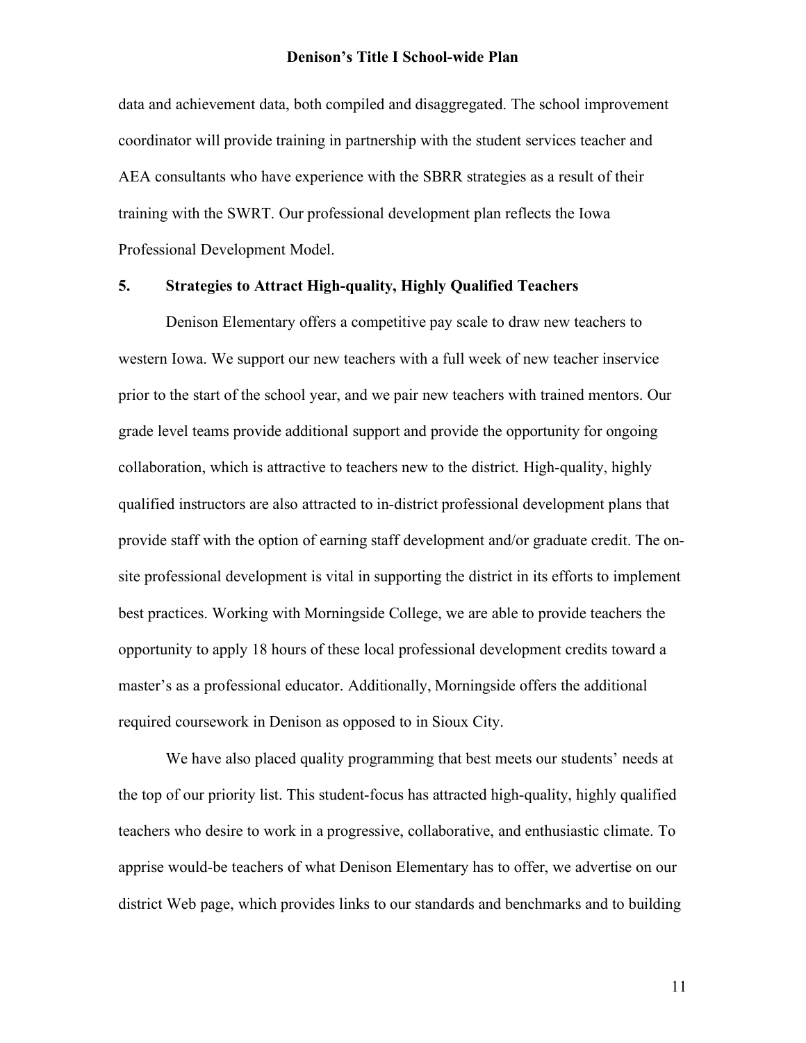data and achievement data, both compiled and disaggregated. The school improvement coordinator will provide training in partnership with the student services teacher and AEA consultants who have experience with the SBRR strategies as a result of their training with the SWRT. Our professional development plan reflects the Iowa Professional Development Model.

## 5. Strategies to Attract High-quality, Highly Qualified Teachers

Denison Elementary offers a competitive pay scale to draw new teachers to western Iowa. We support our new teachers with a full week of new teacher inservice prior to the start of the school year, and we pair new teachers with trained mentors. Our grade level teams provide additional support and provide the opportunity for ongoing collaboration, which is attractive to teachers new to the district. High-quality, highly qualified instructors are also attracted to in-district professional development plans that provide staff with the option of earning staff development and/or graduate credit. The on-site professional development is vital in supporting the district in its efforts to implement best practices. Working with Morningside College, we are able to provide teachers the opportunity to apply 18 hours of these local professional development credits toward a master's as a professional educator. Additionally, Morningside offers the additional required coursework in Denison as opposed to in Sioux City.

We have also placed quality programming that best meets our students' needs at the top of our priority list. This student-focus has attracted high-quality, highly qualified teachers who desire to work in a progressive, collaborative, and enthusiastic climate. To apprise would-be teachers of what Denison Elementary has to offer, we advertise on our district Web page, which provides links to our standards and benchmarks and to building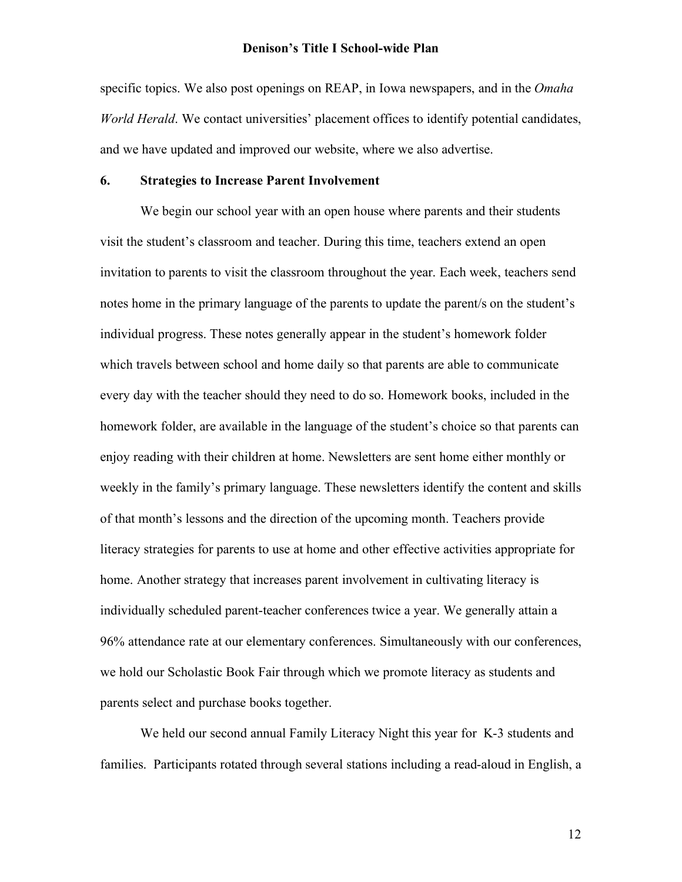specific topics. We also post openings on REAP, in Iowa newspapers, and in the *Omaha World Herald*. We contact universities' placement offices to identify potential candidates, and we have updated and improved our website, where we also advertise.

## 6. Strategies to Increase Parent Involvement

We begin our school year with an open house where parents and their students visit the student's classroom and teacher. During this time, teachers extend an open invitation to parents to visit the classroom throughout the year. Each week, teachers send notes home in the primary language of the parents to update the parent/s on the student's individual progress. These notes generally appear in the student's homework folder which travels between school and home daily so that parents are able to communicate every day with the teacher should they need to do so. Homework books, included in the homework folder, are available in the language of the student's choice so that parents can enjoy reading with their children at home. Newsletters are sent home either monthly or weekly in the family's primary language. These newsletters identify the content and skills of that month's lessons and the direction of the upcoming month. Teachers provide literacy strategies for parents to use at home and other effective activities appropriate for home. Another strategy that increases parent involvement in cultivating literacy is individually scheduled parent-teacher conferences twice a year. We generally attain a 96% attendance rate at our elementary conferences. Simultaneously with our conferences, we hold our Scholastic Book Fair through which we promote literacy as students and parents select and purchase books together.

We held our second annual Family Literacy Night this year for K-3 students and families. Participants rotated through several stations including a read-aloud in English, a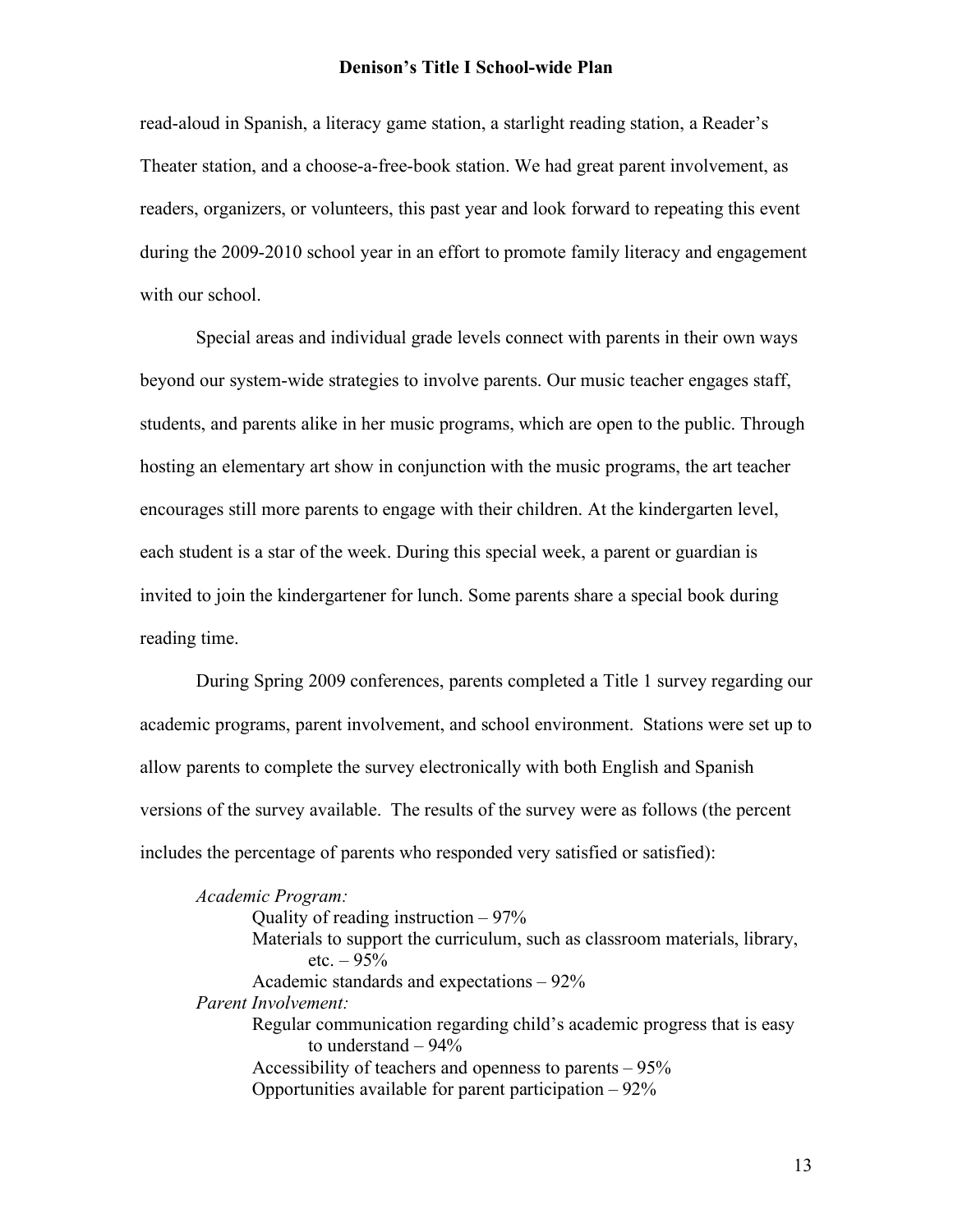read-aloud in Spanish, a literacy game station, a starlight reading station, a Reader's Theater station, and a choose-a-free-book station. We had great parent involvement, as readers, organizers, or volunteers, this past year and look forward to repeating this event during the 2009-2010 school year in an effort to promote family literacy and engagement with our school.

Special areas and individual grade levels connect with parents in their own ways beyond our system-wide strategies to involve parents. Our music teacher engages staff, students, and parents alike in her music programs, which are open to the public. Through hosting an elementary art show in conjunction with the music programs, the art teacher encourages still more parents to engage with their children. At the kindergarten level, each student is a star of the week. During this special week, a parent or guardian is invited to join the kindergartener for lunch. Some parents share a special book during reading time.

During Spring 2009 conferences, parents completed a Title 1 survey regarding our academic programs, parent involvement, and school environment. Stations were set up to allow parents to complete the survey electronically with both English and Spanish versions of the survey available. The results of the survey were as follows (the percent includes the percentage of parents who responded very satisfied or satisfied):

*Academic Program:*
- Quality of reading instruction – 97%
- Materials to support the curriculum, such as classroom materials, library, etc. – 95%
- Academic standards and expectations – 92%

*Parent Involvement:*
- Regular communication regarding child's academic progress that is easy to understand – 94%
- Accessibility of teachers and openness to parents – 95%
- Opportunities available for parent participation – 92%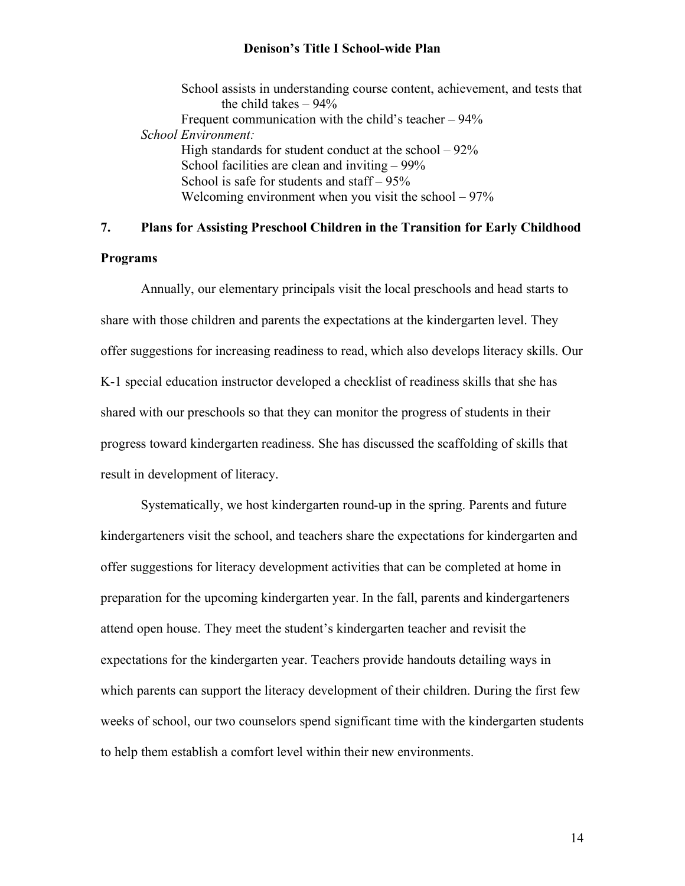School assists in understanding course content, achievement, and tests that the child takes – 94%
Frequent communication with the child's teacher – 94%

*School Environment:*

High standards for student conduct at the school – 92%
School facilities are clean and inviting – 99%
School is safe for students and staff – 95%
Welcoming environment when you visit the school – 97%

## 7. Plans for Assisting Preschool Children in the Transition for Early Childhood Programs

Annually, our elementary principals visit the local preschools and head starts to share with those children and parents the expectations at the kindergarten level. They offer suggestions for increasing readiness to read, which also develops literacy skills. Our K-1 special education instructor developed a checklist of readiness skills that she has shared with our preschools so that they can monitor the progress of students in their progress toward kindergarten readiness. She has discussed the scaffolding of skills that result in development of literacy.

Systematically, we host kindergarten round-up in the spring. Parents and future kindergarteners visit the school, and teachers share the expectations for kindergarten and offer suggestions for literacy development activities that can be completed at home in preparation for the upcoming kindergarten year. In the fall, parents and kindergarteners attend open house. They meet the student's kindergarten teacher and revisit the expectations for the kindergarten year. Teachers provide handouts detailing ways in which parents can support the literacy development of their children. During the first few weeks of school, our two counselors spend significant time with the kindergarten students to help them establish a comfort level within their new environments.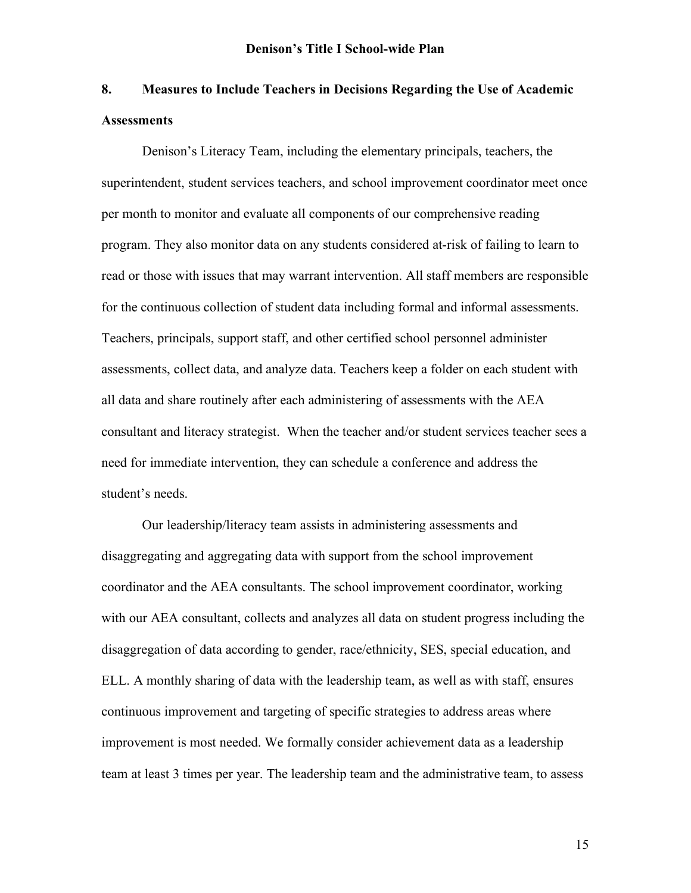## 8. Measures to Include Teachers in Decisions Regarding the Use of Academic Assessments

Denison's Literacy Team, including the elementary principals, teachers, the superintendent, student services teachers, and school improvement coordinator meet once per month to monitor and evaluate all components of our comprehensive reading program. They also monitor data on any students considered at-risk of failing to learn to read or those with issues that may warrant intervention. All staff members are responsible for the continuous collection of student data including formal and informal assessments. Teachers, principals, support staff, and other certified school personnel administer assessments, collect data, and analyze data. Teachers keep a folder on each student with all data and share routinely after each administering of assessments with the AEA consultant and literacy strategist. When the teacher and/or student services teacher sees a need for immediate intervention, they can schedule a conference and address the student's needs.

Our leadership/literacy team assists in administering assessments and disaggregating and aggregating data with support from the school improvement coordinator and the AEA consultants. The school improvement coordinator, working with our AEA consultant, collects and analyzes all data on student progress including the disaggregation of data according to gender, race/ethnicity, SES, special education, and ELL. A monthly sharing of data with the leadership team, as well as with staff, ensures continuous improvement and targeting of specific strategies to address areas where improvement is most needed. We formally consider achievement data as a leadership team at least 3 times per year. The leadership team and the administrative team, to assess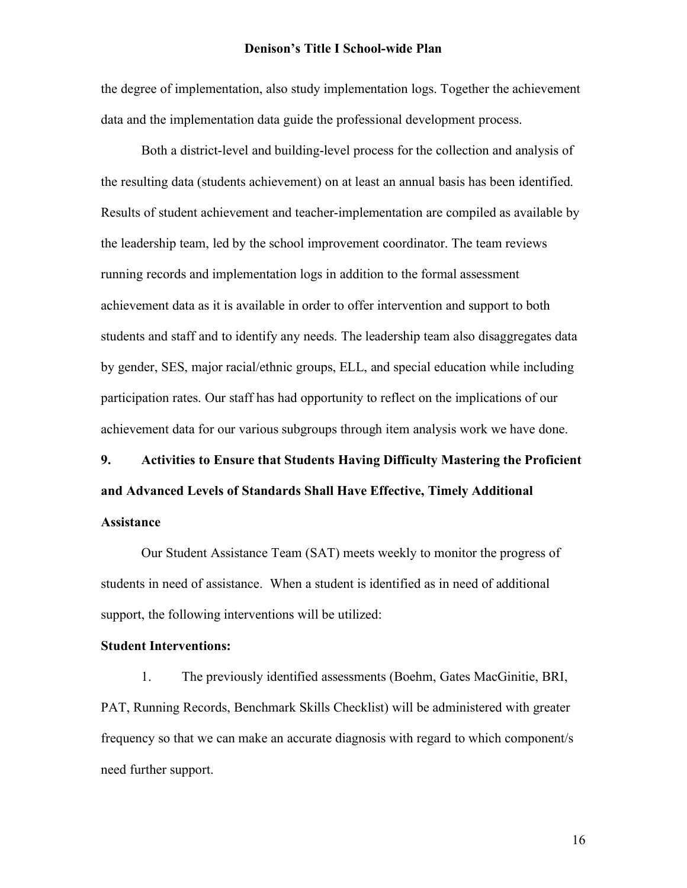the degree of implementation, also study implementation logs. Together the achievement data and the implementation data guide the professional development process.

Both a district-level and building-level process for the collection and analysis of the resulting data (students achievement) on at least an annual basis has been identified. Results of student achievement and teacher-implementation are compiled as available by the leadership team, led by the school improvement coordinator. The team reviews running records and implementation logs in addition to the formal assessment achievement data as it is available in order to offer intervention and support to both students and staff and to identify any needs. The leadership team also disaggregates data by gender, SES, major racial/ethnic groups, ELL, and special education while including participation rates. Our staff has had opportunity to reflect on the implications of our achievement data for our various subgroups through item analysis work we have done.

## 9. Activities to Ensure that Students Having Difficulty Mastering the Proficient and Advanced Levels of Standards Shall Have Effective, Timely Additional Assistance

Our Student Assistance Team (SAT) meets weekly to monitor the progress of students in need of assistance. When a student is identified as in need of additional support, the following interventions will be utilized:

**Student Interventions:**

1. The previously identified assessments (Boehm, Gates MacGinitie, BRI, PAT, Running Records, Benchmark Skills Checklist) will be administered with greater frequency so that we can make an accurate diagnosis with regard to which component/s need further support.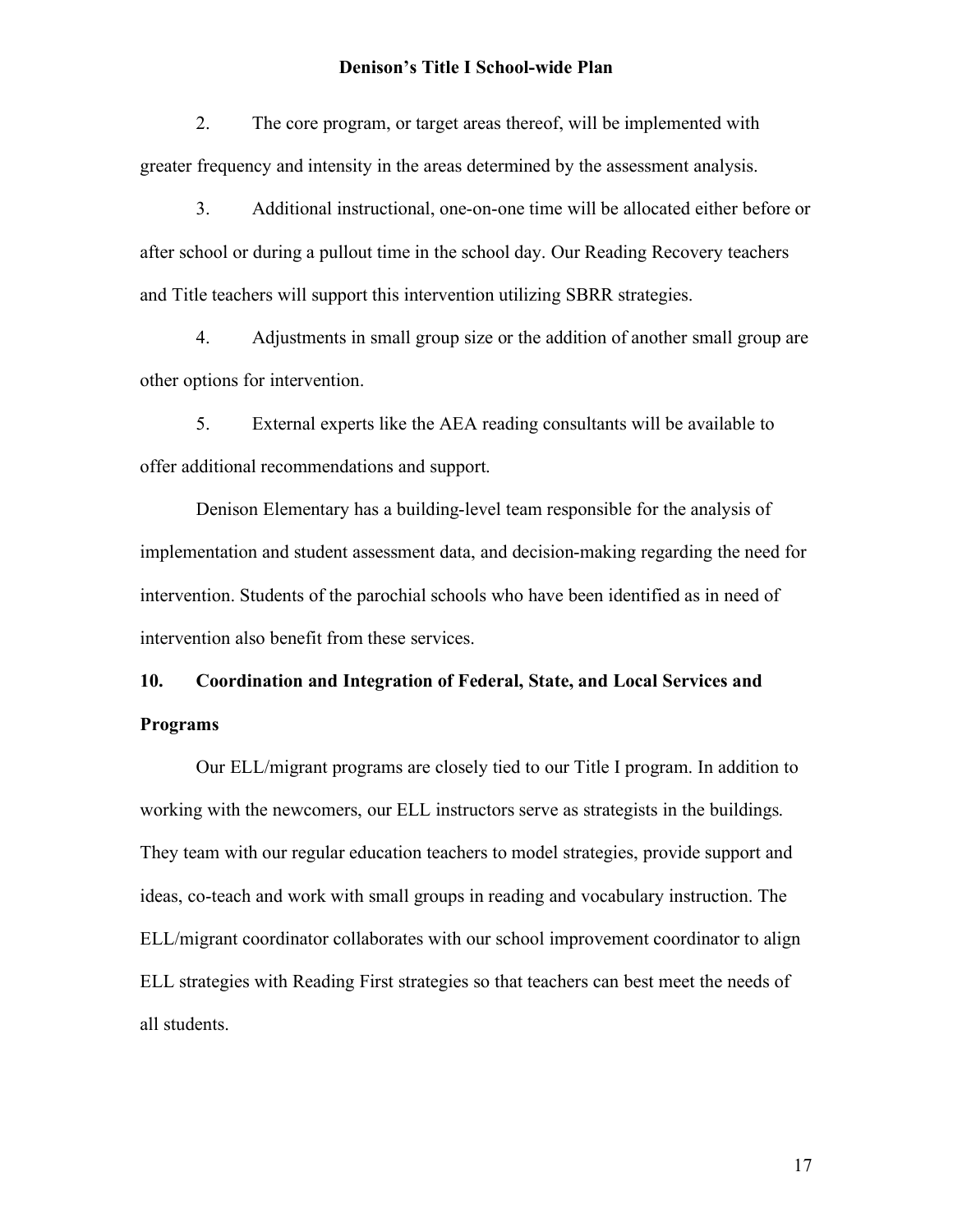2. The core program, or target areas thereof, will be implemented with greater frequency and intensity in the areas determined by the assessment analysis.

3. Additional instructional, one-on-one time will be allocated either before or after school or during a pullout time in the school day. Our Reading Recovery teachers and Title teachers will support this intervention utilizing SBRR strategies.

4. Adjustments in small group size or the addition of another small group are other options for intervention.

5. External experts like the AEA reading consultants will be available to offer additional recommendations and support.

Denison Elementary has a building-level team responsible for the analysis of implementation and student assessment data, and decision-making regarding the need for intervention. Students of the parochial schools who have been identified as in need of intervention also benefit from these services.

## 10. Coordination and Integration of Federal, State, and Local Services and Programs

Our ELL/migrant programs are closely tied to our Title I program. In addition to working with the newcomers, our ELL instructors serve as strategists in the buildings. They team with our regular education teachers to model strategies, provide support and ideas, co-teach and work with small groups in reading and vocabulary instruction. The ELL/migrant coordinator collaborates with our school improvement coordinator to align ELL strategies with Reading First strategies so that teachers can best meet the needs of all students.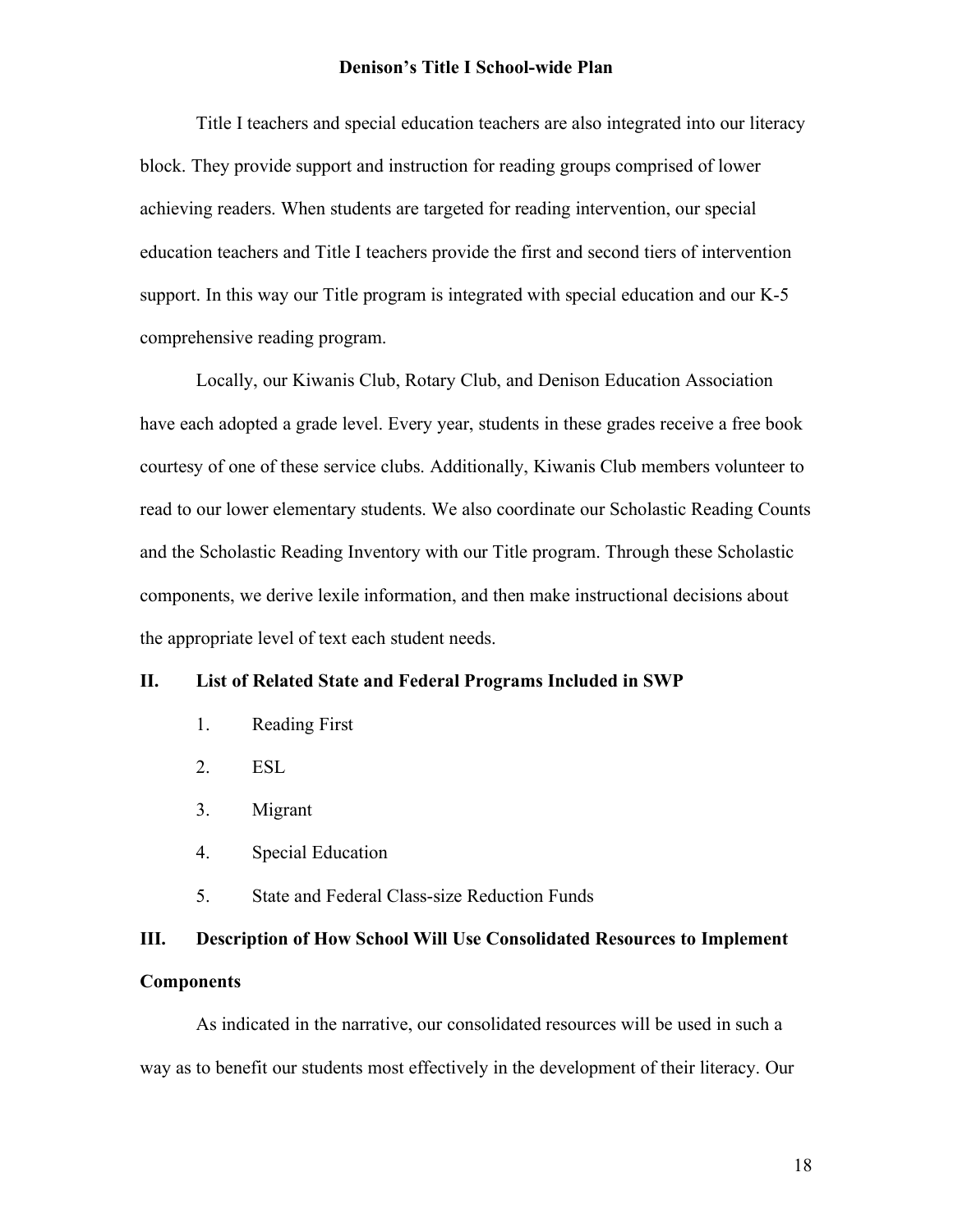Title I teachers and special education teachers are also integrated into our literacy block. They provide support and instruction for reading groups comprised of lower achieving readers. When students are targeted for reading intervention, our special education teachers and Title I teachers provide the first and second tiers of intervention support. In this way our Title program is integrated with special education and our K-5 comprehensive reading program.

Locally, our Kiwanis Club, Rotary Club, and Denison Education Association have each adopted a grade level. Every year, students in these grades receive a free book courtesy of one of these service clubs. Additionally, Kiwanis Club members volunteer to read to our lower elementary students. We also coordinate our Scholastic Reading Counts and the Scholastic Reading Inventory with our Title program. Through these Scholastic components, we derive lexile information, and then make instructional decisions about the appropriate level of text each student needs.

## II. List of Related State and Federal Programs Included in SWP

1. Reading First
2. ESL
3. Migrant
4. Special Education
5. State and Federal Class-size Reduction Funds

## III. Description of How School Will Use Consolidated Resources to Implement Components

As indicated in the narrative, our consolidated resources will be used in such a way as to benefit our students most effectively in the development of their literacy. Our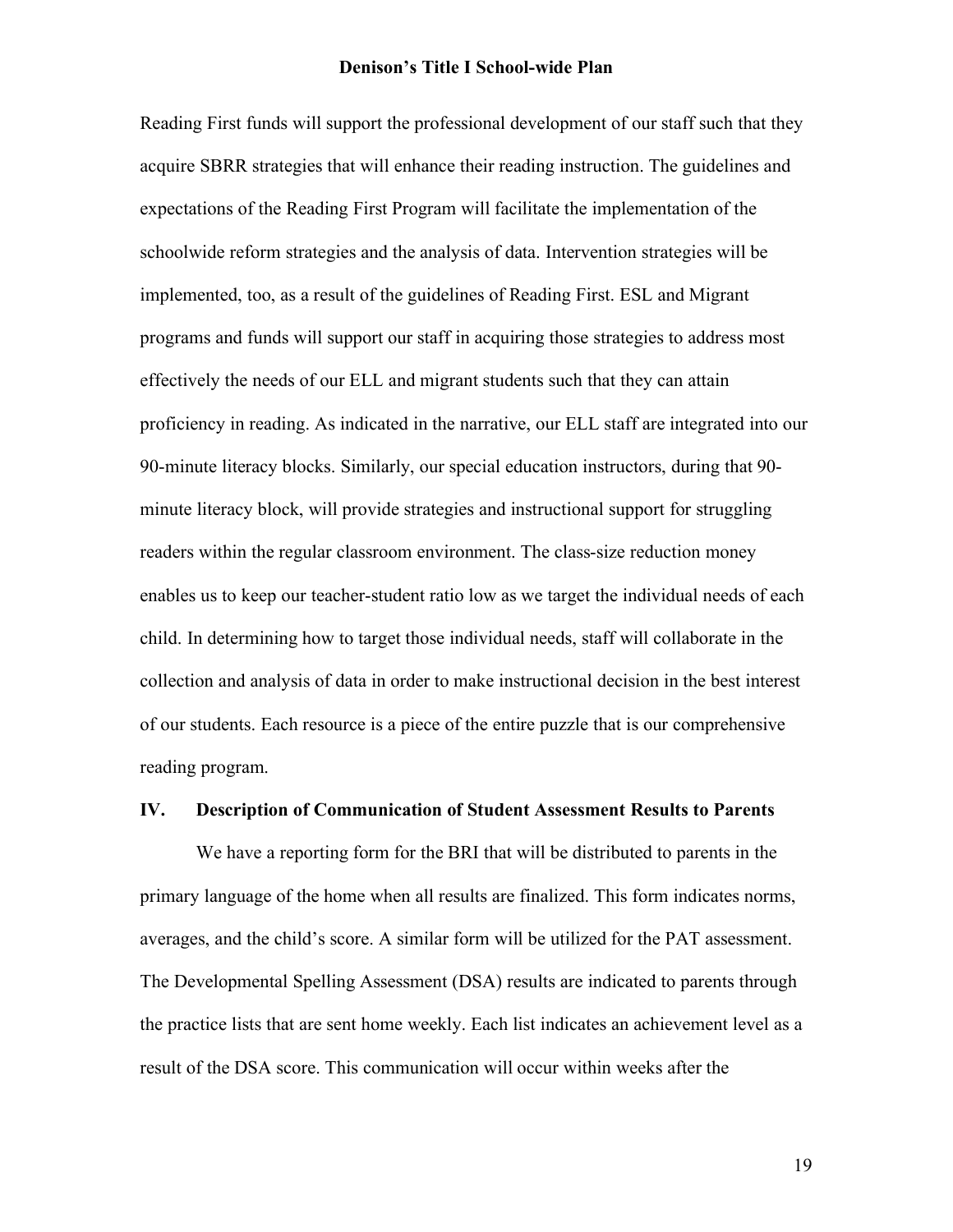Reading First funds will support the professional development of our staff such that they acquire SBRR strategies that will enhance their reading instruction. The guidelines and expectations of the Reading First Program will facilitate the implementation of the schoolwide reform strategies and the analysis of data. Intervention strategies will be implemented, too, as a result of the guidelines of Reading First. ESL and Migrant programs and funds will support our staff in acquiring those strategies to address most effectively the needs of our ELL and migrant students such that they can attain proficiency in reading. As indicated in the narrative, our ELL staff are integrated into our 90-minute literacy blocks. Similarly, our special education instructors, during that 90-minute literacy block, will provide strategies and instructional support for struggling readers within the regular classroom environment. The class-size reduction money enables us to keep our teacher-student ratio low as we target the individual needs of each child. In determining how to target those individual needs, staff will collaborate in the collection and analysis of data in order to make instructional decision in the best interest of our students. Each resource is a piece of the entire puzzle that is our comprehensive reading program.

## IV. Description of Communication of Student Assessment Results to Parents

We have a reporting form for the BRI that will be distributed to parents in the primary language of the home when all results are finalized. This form indicates norms, averages, and the child's score. A similar form will be utilized for the PAT assessment. The Developmental Spelling Assessment (DSA) results are indicated to parents through the practice lists that are sent home weekly. Each list indicates an achievement level as a result of the DSA score. This communication will occur within weeks after the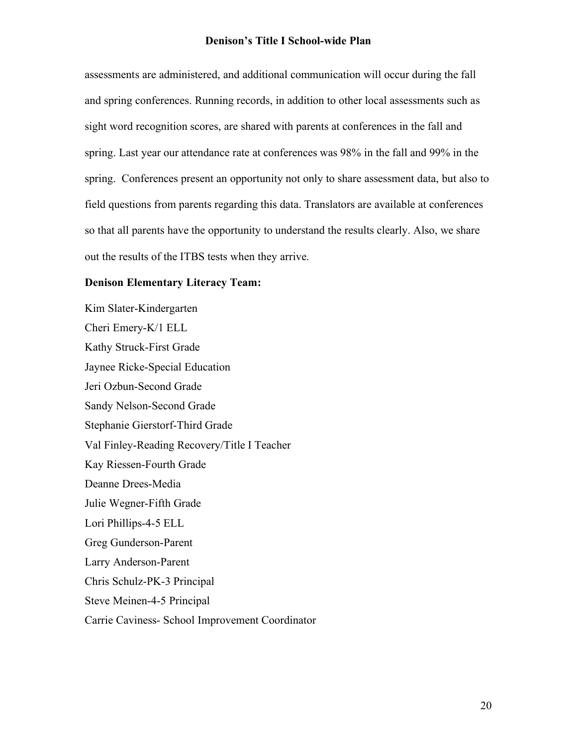assessments are administered, and additional communication will occur during the fall and spring conferences. Running records, in addition to other local assessments such as sight word recognition scores, are shared with parents at conferences in the fall and spring. Last year our attendance rate at conferences was 98% in the fall and 99% in the spring. Conferences present an opportunity not only to share assessment data, but also to field questions from parents regarding this data. Translators are available at conferences so that all parents have the opportunity to understand the results clearly. Also, we share out the results of the ITBS tests when they arrive.

**Denison Elementary Literacy Team:**

Kim Slater-Kindergarten
Cheri Emery-K/1 ELL
Kathy Struck-First Grade
Jaynee Ricke-Special Education
Jeri Ozbun-Second Grade
Sandy Nelson-Second Grade
Stephanie Gierstorf-Third Grade
Val Finley-Reading Recovery/Title I Teacher
Kay Riessen-Fourth Grade
Deanne Drees-Media
Julie Wegner-Fifth Grade
Lori Phillips-4-5 ELL
Greg Gunderson-Parent
Larry Anderson-Parent
Chris Schulz-PK-3 Principal
Steve Meinen-4-5 Principal
Carrie Caviness- School Improvement Coordinator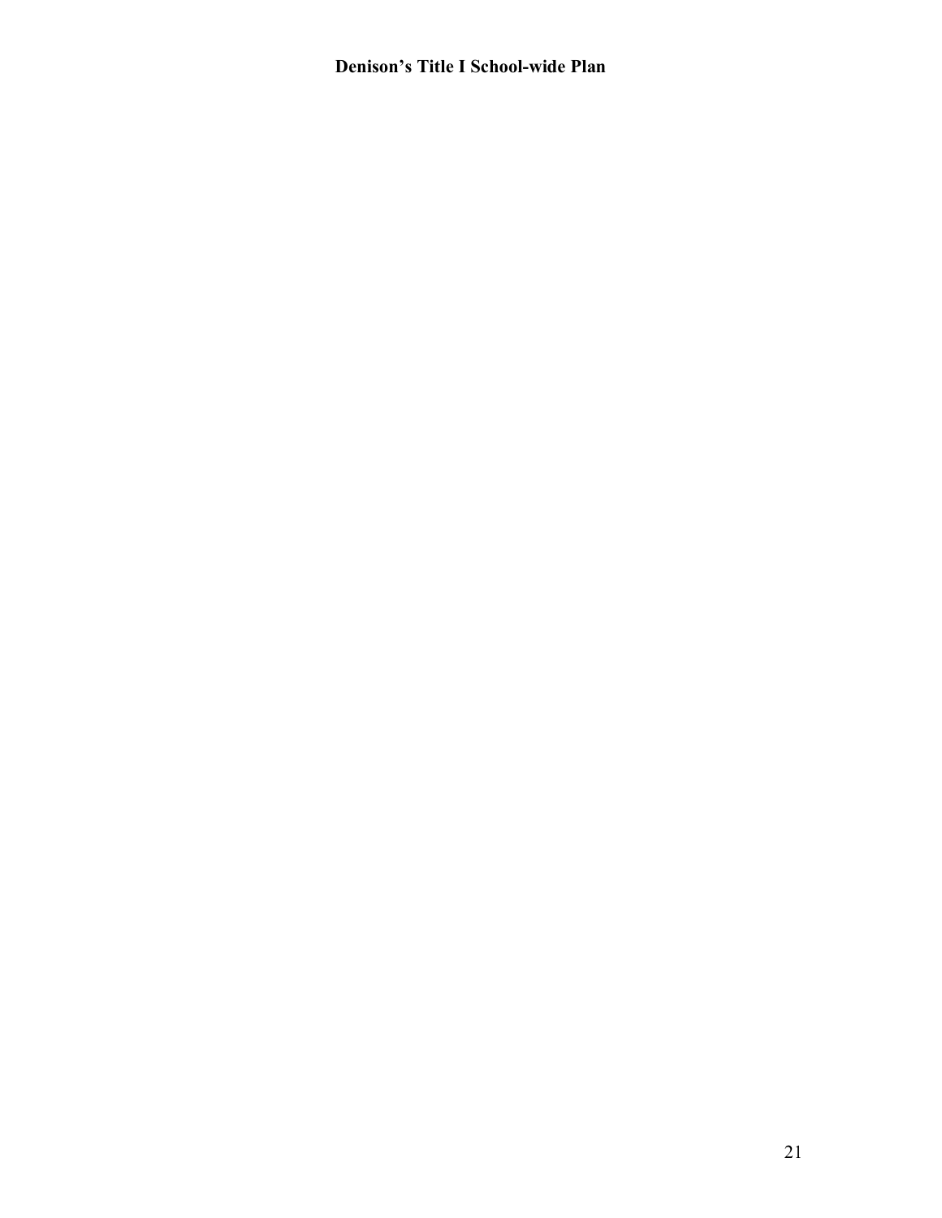**Denison's Title I School-wide Plan**